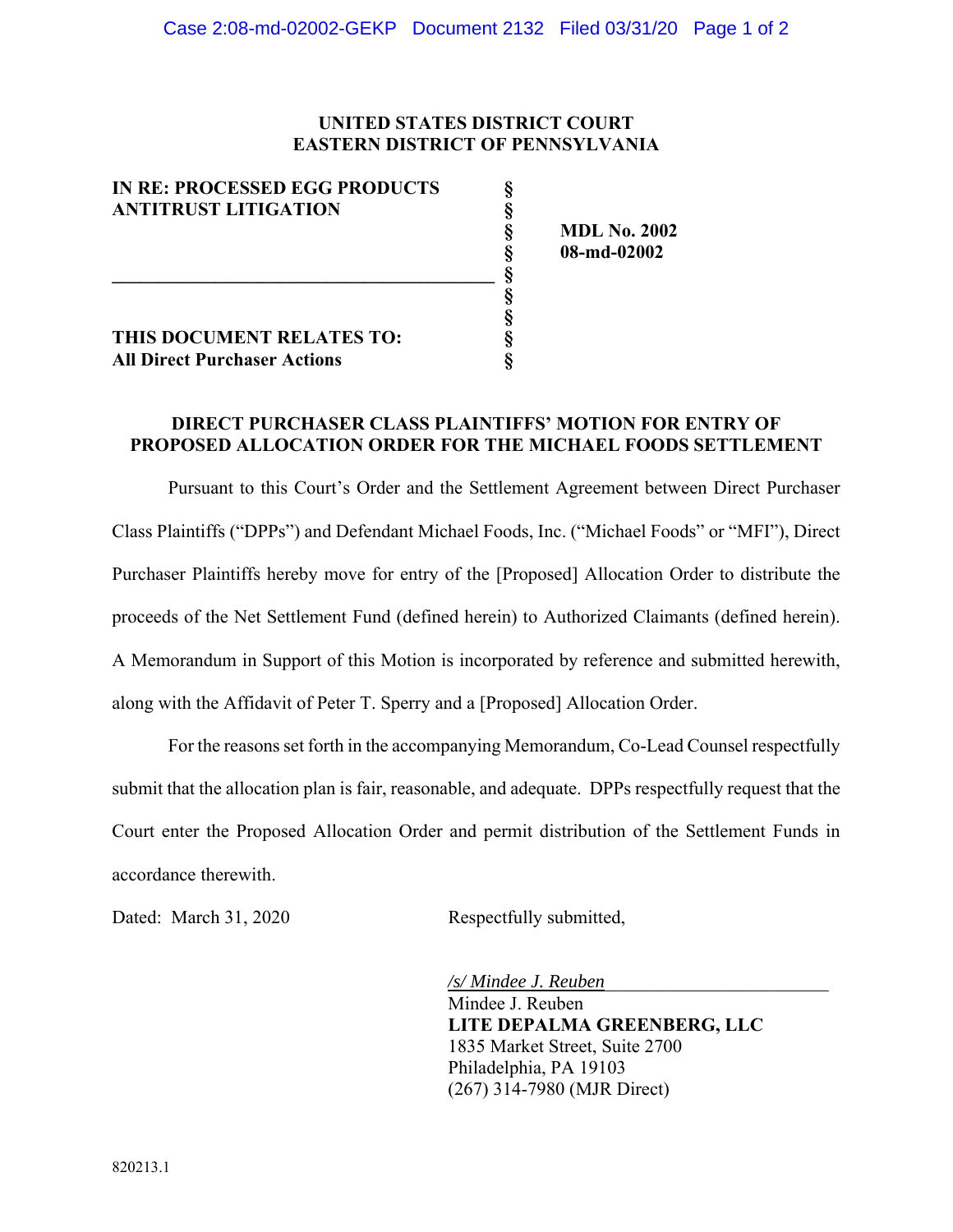**UNITED STATES DISTRICT COURT**
**EASTERN DISTRICT OF PENNSYLVANIA**

| | | |
|---|---|---|
| **IN RE: PROCESSED EGG PRODUCTS ANTITRUST LITIGATION** | § | **MDL No. 2002** |
| | § | **08-md-02002** |
| **THIS DOCUMENT RELATES TO:** | § | |
| **All Direct Purchaser Actions** | § | |

## DIRECT PURCHASER CLASS PLAINTIFFS' MOTION FOR ENTRY OF PROPOSED ALLOCATION ORDER FOR THE MICHAEL FOODS SETTLEMENT

Pursuant to this Court's Order and the Settlement Agreement between Direct Purchaser Class Plaintiffs ("DPPs") and Defendant Michael Foods, Inc. ("Michael Foods" or "MFI"), Direct Purchaser Plaintiffs hereby move for entry of the [Proposed] Allocation Order to distribute the proceeds of the Net Settlement Fund (defined herein) to Authorized Claimants (defined herein). A Memorandum in Support of this Motion is incorporated by reference and submitted herewith, along with the Affidavit of Peter T. Sperry and a [Proposed] Allocation Order.

For the reasons set forth in the accompanying Memorandum, Co-Lead Counsel respectfully submit that the allocation plan is fair, reasonable, and adequate. DPPs respectfully request that the Court enter the Proposed Allocation Order and permit distribution of the Settlement Funds in accordance therewith.

Dated: March 31, 2020

Respectfully submitted,

*/s/ Mindee J. Reuben*
Mindee J. Reuben
**LITE DEPALMA GREENBERG, LLC**
1835 Market Street, Suite 2700
Philadelphia, PA 19103
(267) 314-7980 (MJR Direct)

820213.1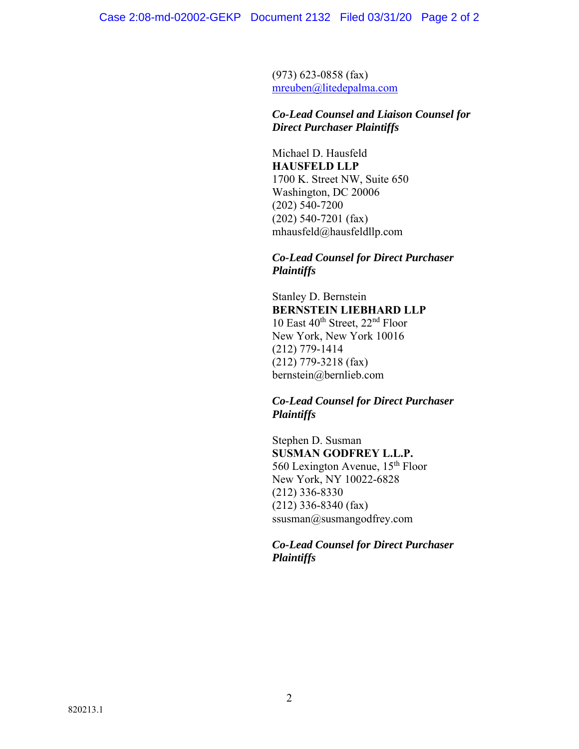(973) 623-0858 (fax)
mreuben@litedepalma.com

***Co-Lead Counsel and Liaison Counsel for Direct Purchaser Plaintiffs***

Michael D. Hausfeld
**HAUSFELD LLP**
1700 K. Street NW, Suite 650
Washington, DC 20006
(202) 540-7200
(202) 540-7201 (fax)
mhausfeld@hausfeldllp.com

***Co-Lead Counsel for Direct Purchaser Plaintiffs***

Stanley D. Bernstein
**BERNSTEIN LIEBHARD LLP**
10 East 40th Street, 22nd Floor
New York, New York 10016
(212) 779-1414
(212) 779-3218 (fax)
bernstein@bernlieb.com

***Co-Lead Counsel for Direct Purchaser Plaintiffs***

Stephen D. Susman
**SUSMAN GODFREY L.L.P.**
560 Lexington Avenue, 15th Floor
New York, NY 10022-6828
(212) 336-8330
(212) 336-8340 (fax)
ssusman@susmangodfrey.com

***Co-Lead Counsel for Direct Purchaser Plaintiffs***

820213.1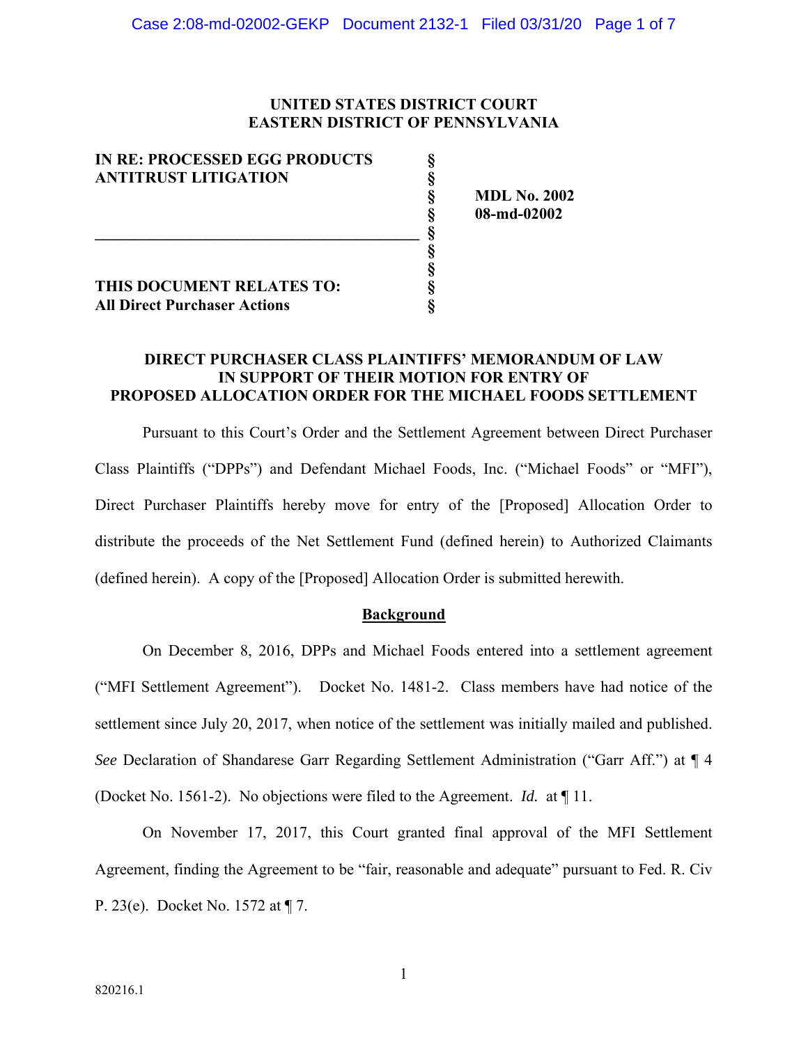**UNITED STATES DISTRICT COURT**
**EASTERN DISTRICT OF PENNSYLVANIA**

| | | |
|---|---|---|
| **IN RE: PROCESSED EGG PRODUCTS ANTITRUST LITIGATION** | § | **MDL No. 2002** |
| | § | **08-md-02002** |
| **THIS DOCUMENT RELATES TO:** | § | |
| **All Direct Purchaser Actions** | § | |

**DIRECT PURCHASER CLASS PLAINTIFFS' MEMORANDUM OF LAW IN SUPPORT OF THEIR MOTION FOR ENTRY OF PROPOSED ALLOCATION ORDER FOR THE MICHAEL FOODS SETTLEMENT**

Pursuant to this Court's Order and the Settlement Agreement between Direct Purchaser Class Plaintiffs ("DPPs") and Defendant Michael Foods, Inc. ("Michael Foods" or "MFI"), Direct Purchaser Plaintiffs hereby move for entry of the [Proposed] Allocation Order to distribute the proceeds of the Net Settlement Fund (defined herein) to Authorized Claimants (defined herein). A copy of the [Proposed] Allocation Order is submitted herewith.

**Background**

On December 8, 2016, DPPs and Michael Foods entered into a settlement agreement ("MFI Settlement Agreement"). Docket No. 1481-2. Class members have had notice of the settlement since July 20, 2017, when notice of the settlement was initially mailed and published. *See* Declaration of Shandarese Garr Regarding Settlement Administration ("Garr Aff.") at ¶ 4 (Docket No. 1561-2). No objections were filed to the Agreement. *Id.* at ¶ 11.

On November 17, 2017, this Court granted final approval of the MFI Settlement Agreement, finding the Agreement to be "fair, reasonable and adequate" pursuant to Fed. R. Civ P. 23(e). Docket No. 1572 at ¶ 7.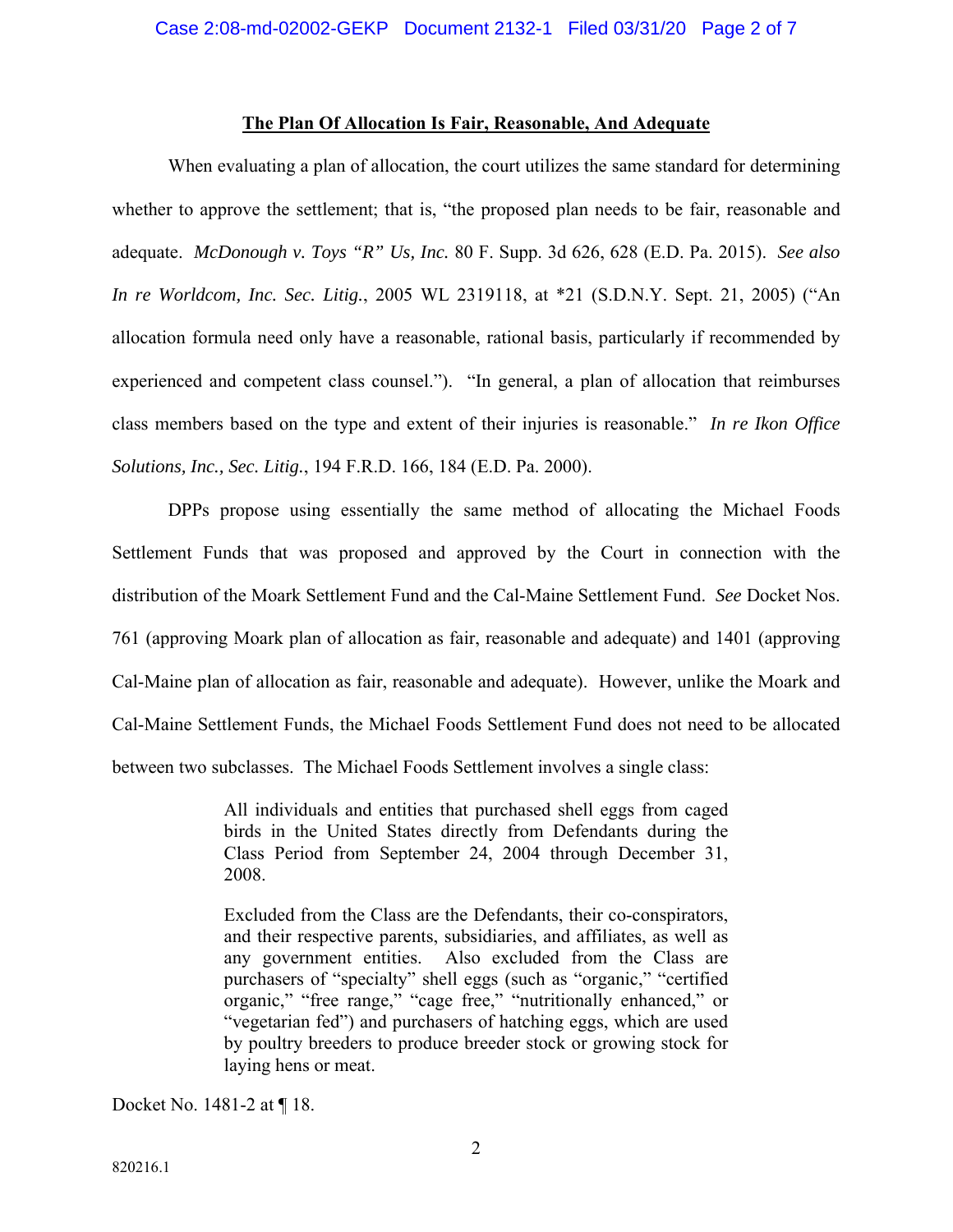**The Plan Of Allocation Is Fair, Reasonable, And Adequate**

When evaluating a plan of allocation, the court utilizes the same standard for determining whether to approve the settlement; that is, "the proposed plan needs to be fair, reasonable and adequate. *McDonough v. Toys "R" Us, Inc.* 80 F. Supp. 3d 626, 628 (E.D. Pa. 2015). *See also In re Worldcom, Inc. Sec. Litig.*, 2005 WL 2319118, at *21 (S.D.N.Y. Sept. 21, 2005) ("An allocation formula need only have a reasonable, rational basis, particularly if recommended by experienced and competent class counsel."). "In general, a plan of allocation that reimburses class members based on the type and extent of their injuries is reasonable." *In re Ikon Office Solutions, Inc., Sec. Litig.*, 194 F.R.D. 166, 184 (E.D. Pa. 2000).

DPPs propose using essentially the same method of allocating the Michael Foods Settlement Funds that was proposed and approved by the Court in connection with the distribution of the Moark Settlement Fund and the Cal-Maine Settlement Fund. *See* Docket Nos. 761 (approving Moark plan of allocation as fair, reasonable and adequate) and 1401 (approving Cal-Maine plan of allocation as fair, reasonable and adequate). However, unlike the Moark and Cal-Maine Settlement Funds, the Michael Foods Settlement Fund does not need to be allocated between two subclasses. The Michael Foods Settlement involves a single class:

> All individuals and entities that purchased shell eggs from caged birds in the United States directly from Defendants during the Class Period from September 24, 2004 through December 31, 2008.
>
> Excluded from the Class are the Defendants, their co-conspirators, and their respective parents, subsidiaries, and affiliates, as well as any government entities. Also excluded from the Class are purchasers of "specialty" shell eggs (such as "organic," "certified organic," "free range," "cage free," "nutritionally enhanced," or "vegetarian fed") and purchasers of hatching eggs, which are used by poultry breeders to produce breeder stock or growing stock for laying hens or meat.

Docket No. 1481-2 at ¶ 18.

820216.1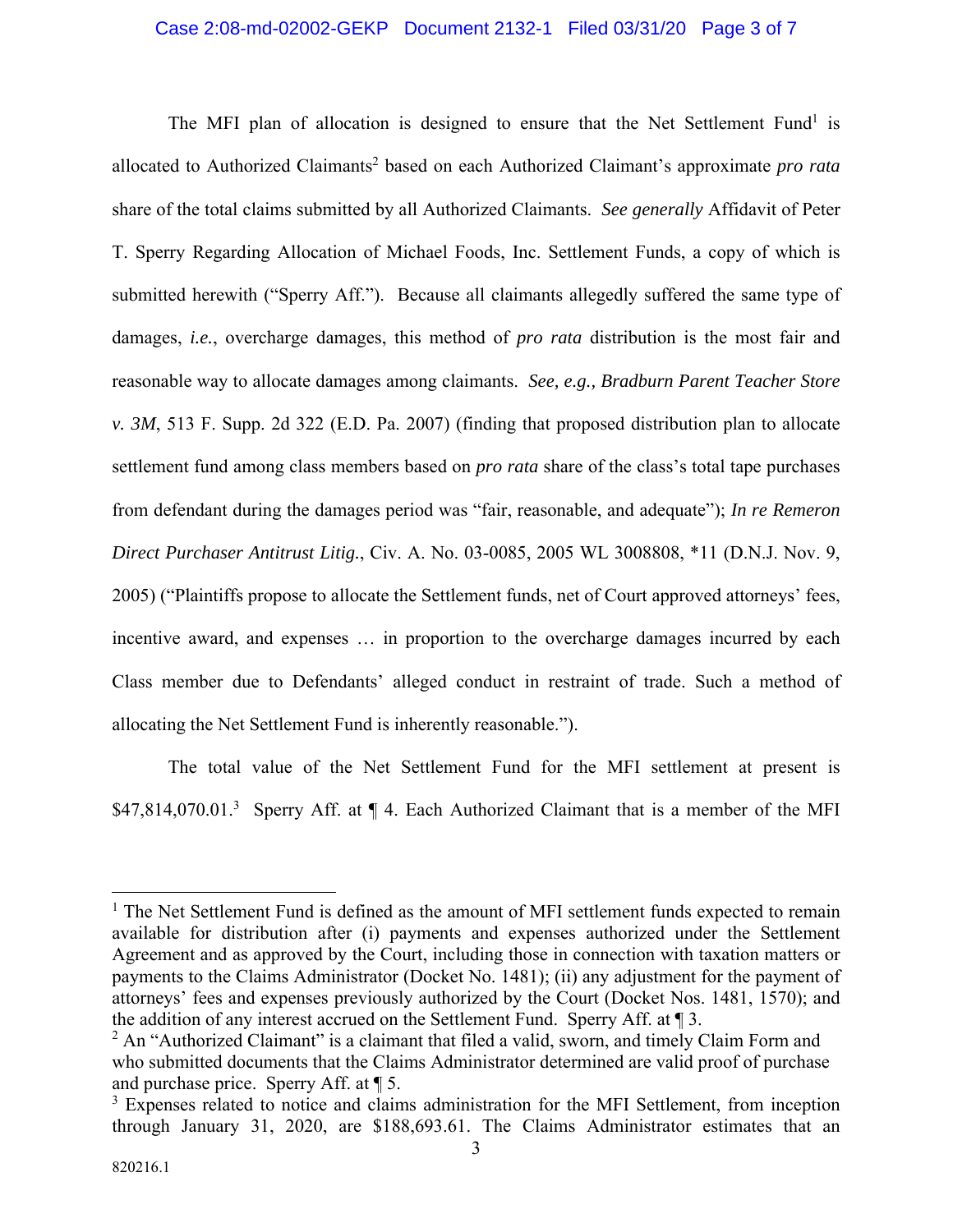The MFI plan of allocation is designed to ensure that the Net Settlement Fund[1] is allocated to Authorized Claimants[2] based on each Authorized Claimant's approximate *pro rata* share of the total claims submitted by all Authorized Claimants. *See generally* Affidavit of Peter T. Sperry Regarding Allocation of Michael Foods, Inc. Settlement Funds, a copy of which is submitted herewith ("Sperry Aff."). Because all claimants allegedly suffered the same type of damages, *i.e.*, overcharge damages, this method of *pro rata* distribution is the most fair and reasonable way to allocate damages among claimants. *See, e.g., Bradburn Parent Teacher Store v. 3M*, 513 F. Supp. 2d 322 (E.D. Pa. 2007) (finding that proposed distribution plan to allocate settlement fund among class members based on *pro rata* share of the class's total tape purchases from defendant during the damages period was "fair, reasonable, and adequate"); *In re Remeron Direct Purchaser Antitrust Litig.*, Civ. A. No. 03-0085, 2005 WL 3008808, *11 (D.N.J. Nov. 9, 2005) ("Plaintiffs propose to allocate the Settlement funds, net of Court approved attorneys' fees, incentive award, and expenses … in proportion to the overcharge damages incurred by each Class member due to Defendants' alleged conduct in restraint of trade. Such a method of allocating the Net Settlement Fund is inherently reasonable.").

The total value of the Net Settlement Fund for the MFI settlement at present is $47,814,070.01.[3] Sperry Aff. at ¶ 4. Each Authorized Claimant that is a member of the MFI

---

[1] The Net Settlement Fund is defined as the amount of MFI settlement funds expected to remain available for distribution after (i) payments and expenses authorized under the Settlement Agreement and as approved by the Court, including those in connection with taxation matters or payments to the Claims Administrator (Docket No. 1481); (ii) any adjustment for the payment of attorneys' fees and expenses previously authorized by the Court (Docket Nos. 1481, 1570); and the addition of any interest accrued on the Settlement Fund. Sperry Aff. at ¶ 3.

[2] An "Authorized Claimant" is a claimant that filed a valid, sworn, and timely Claim Form and who submitted documents that the Claims Administrator determined are valid proof of purchase and purchase price. Sperry Aff. at ¶ 5.

[3] Expenses related to notice and claims administration for the MFI Settlement, from inception through January 31, 2020, are $188,693.61. The Claims Administrator estimates that an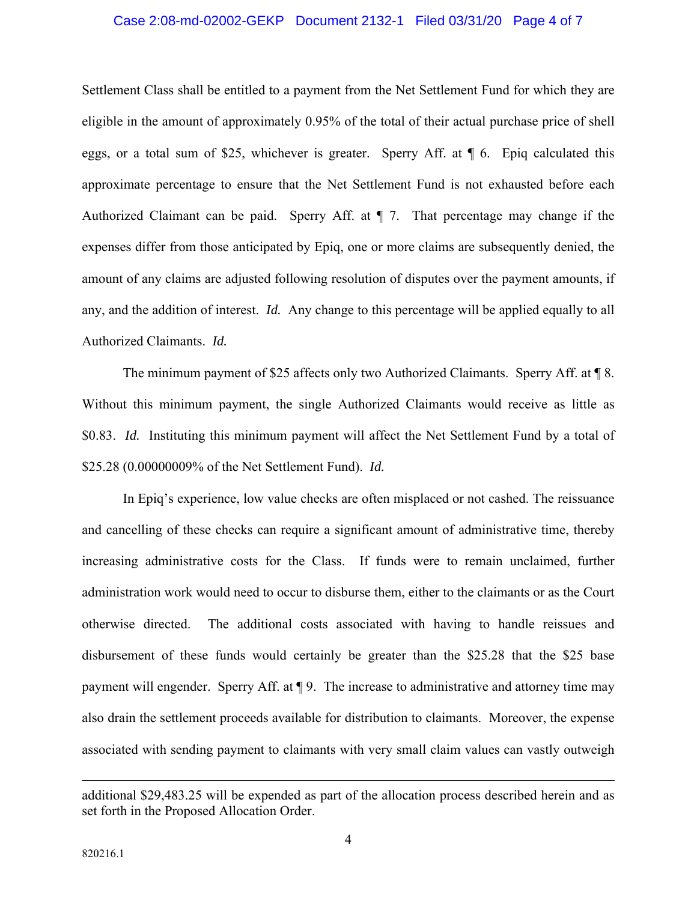Settlement Class shall be entitled to a payment from the Net Settlement Fund for which they are eligible in the amount of approximately 0.95% of the total of their actual purchase price of shell eggs, or a total sum of $25, whichever is greater. Sperry Aff. at ¶ 6. Epiq calculated this approximate percentage to ensure that the Net Settlement Fund is not exhausted before each Authorized Claimant can be paid. Sperry Aff. at ¶ 7. That percentage may change if the expenses differ from those anticipated by Epiq, one or more claims are subsequently denied, the amount of any claims are adjusted following resolution of disputes over the payment amounts, if any, and the addition of interest. *Id.* Any change to this percentage will be applied equally to all Authorized Claimants. *Id.*

The minimum payment of $25 affects only two Authorized Claimants. Sperry Aff. at ¶ 8. Without this minimum payment, the single Authorized Claimants would receive as little as $0.83. *Id.* Instituting this minimum payment will affect the Net Settlement Fund by a total of $25.28 (0.00000009% of the Net Settlement Fund). *Id.*

In Epiq's experience, low value checks are often misplaced or not cashed. The reissuance and cancelling of these checks can require a significant amount of administrative time, thereby increasing administrative costs for the Class. If funds were to remain unclaimed, further administration work would need to occur to disburse them, either to the claimants or as the Court otherwise directed. The additional costs associated with having to handle reissues and disbursement of these funds would certainly be greater than the $25.28 that the $25 base payment will engender. Sperry Aff. at ¶ 9. The increase to administrative and attorney time may also drain the settlement proceeds available for distribution to claimants. Moreover, the expense associated with sending payment to claimants with very small claim values can vastly outweigh

---

additional $29,483.25 will be expended as part of the allocation process described herein and as set forth in the Proposed Allocation Order.

820216.1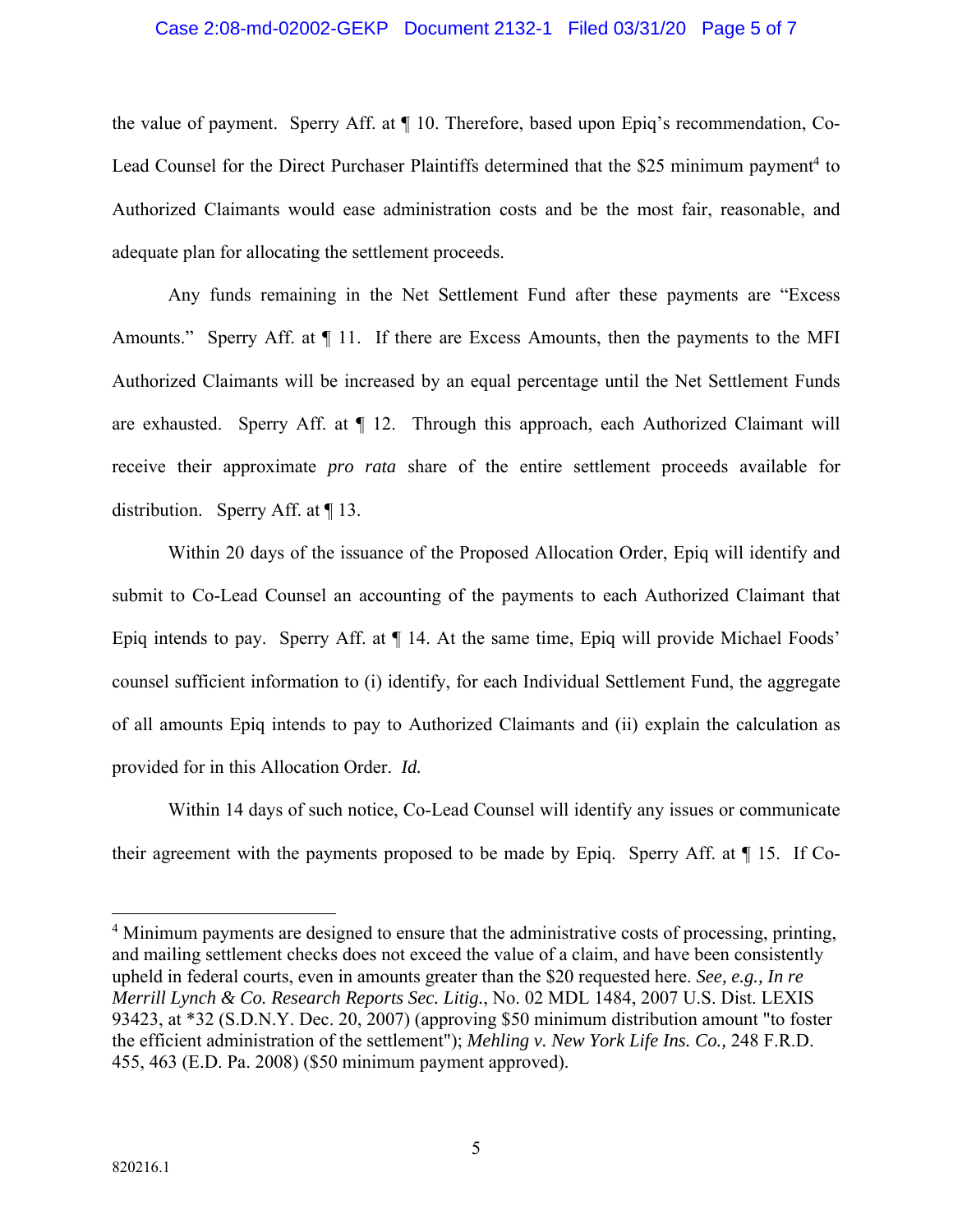the value of payment. Sperry Aff. at ¶ 10. Therefore, based upon Epiq's recommendation, Co-Lead Counsel for the Direct Purchaser Plaintiffs determined that the $25 minimum payment[4] to Authorized Claimants would ease administration costs and be the most fair, reasonable, and adequate plan for allocating the settlement proceeds.

Any funds remaining in the Net Settlement Fund after these payments are "Excess Amounts." Sperry Aff. at ¶ 11. If there are Excess Amounts, then the payments to the MFI Authorized Claimants will be increased by an equal percentage until the Net Settlement Funds are exhausted. Sperry Aff. at ¶ 12. Through this approach, each Authorized Claimant will receive their approximate *pro rata* share of the entire settlement proceeds available for distribution. Sperry Aff. at ¶ 13.

Within 20 days of the issuance of the Proposed Allocation Order, Epiq will identify and submit to Co-Lead Counsel an accounting of the payments to each Authorized Claimant that Epiq intends to pay. Sperry Aff. at ¶ 14. At the same time, Epiq will provide Michael Foods' counsel sufficient information to (i) identify, for each Individual Settlement Fund, the aggregate of all amounts Epiq intends to pay to Authorized Claimants and (ii) explain the calculation as provided for in this Allocation Order. *Id.*

Within 14 days of such notice, Co-Lead Counsel will identify any issues or communicate their agreement with the payments proposed to be made by Epiq. Sperry Aff. at ¶ 15. If Co-

---

[4] Minimum payments are designed to ensure that the administrative costs of processing, printing, and mailing settlement checks does not exceed the value of a claim, and have been consistently upheld in federal courts, even in amounts greater than the $20 requested here. *See, e.g., In re Merrill Lynch & Co. Research Reports Sec. Litig.*, No. 02 MDL 1484, 2007 U.S. Dist. LEXIS 93423, at *32 (S.D.N.Y. Dec. 20, 2007) (approving $50 minimum distribution amount "to foster the efficient administration of the settlement"); *Mehling v. New York Life Ins. Co.,* 248 F.R.D. 455, 463 (E.D. Pa. 2008) ($50 minimum payment approved).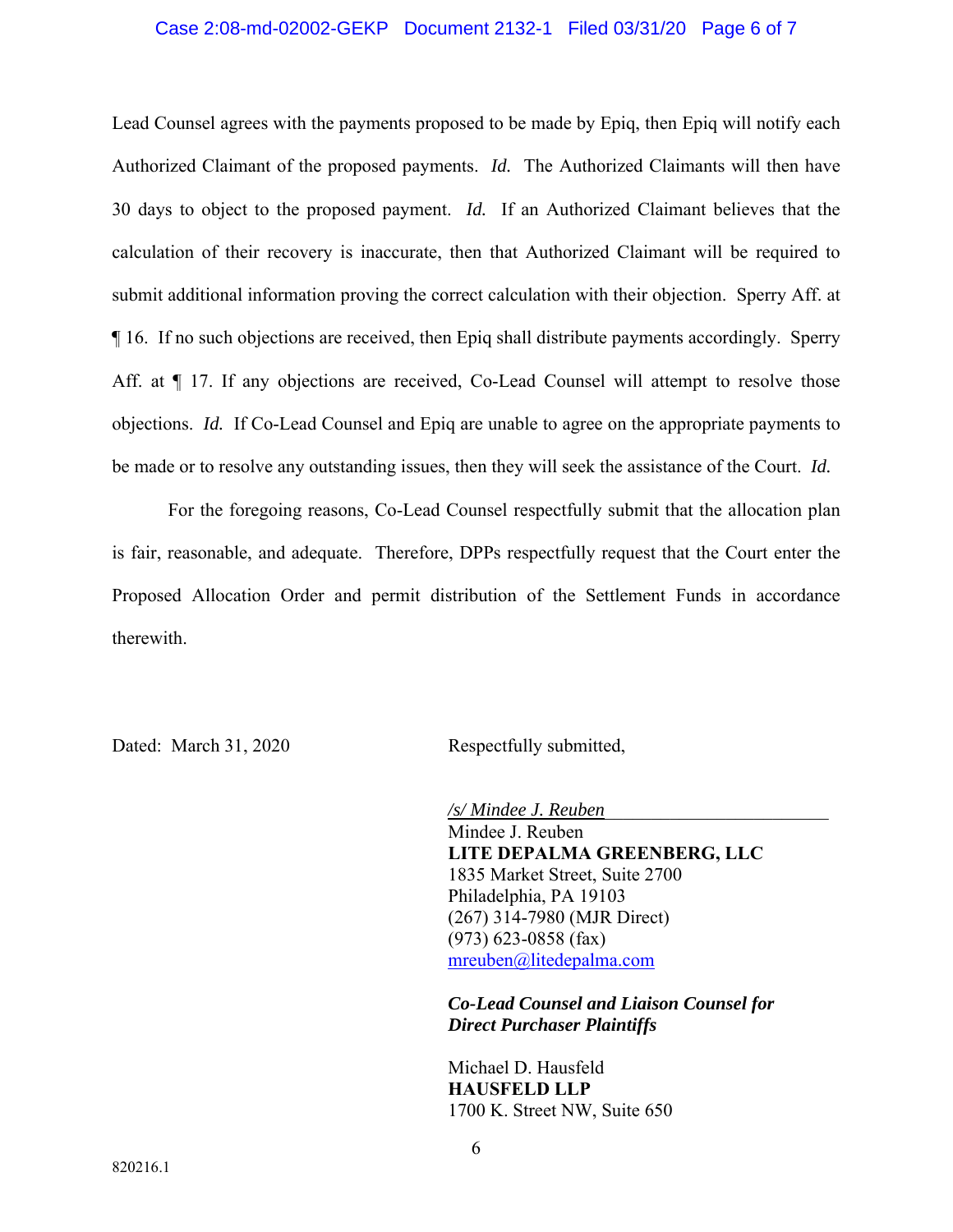Lead Counsel agrees with the payments proposed to be made by Epiq, then Epiq will notify each Authorized Claimant of the proposed payments. *Id.* The Authorized Claimants will then have 30 days to object to the proposed payment. *Id.* If an Authorized Claimant believes that the calculation of their recovery is inaccurate, then that Authorized Claimant will be required to submit additional information proving the correct calculation with their objection. Sperry Aff. at ¶ 16. If no such objections are received, then Epiq shall distribute payments accordingly. Sperry Aff. at ¶ 17. If any objections are received, Co-Lead Counsel will attempt to resolve those objections. *Id.* If Co-Lead Counsel and Epiq are unable to agree on the appropriate payments to be made or to resolve any outstanding issues, then they will seek the assistance of the Court. *Id.*

For the foregoing reasons, Co-Lead Counsel respectfully submit that the allocation plan is fair, reasonable, and adequate. Therefore, DPPs respectfully request that the Court enter the Proposed Allocation Order and permit distribution of the Settlement Funds in accordance therewith.

Dated: March 31, 2020

Respectfully submitted,

*/s/ Mindee J. Reuben*
Mindee J. Reuben
**LITE DEPALMA GREENBERG, LLC**
1835 Market Street, Suite 2700
Philadelphia, PA 19103
(267) 314-7980 (MJR Direct)
(973) 623-0858 (fax)
mreuben@litedepalma.com

***Co-Lead Counsel and Liaison Counsel for Direct Purchaser Plaintiffs***

Michael D. Hausfeld
**HAUSFELD LLP**
1700 K. Street NW, Suite 650

820216.1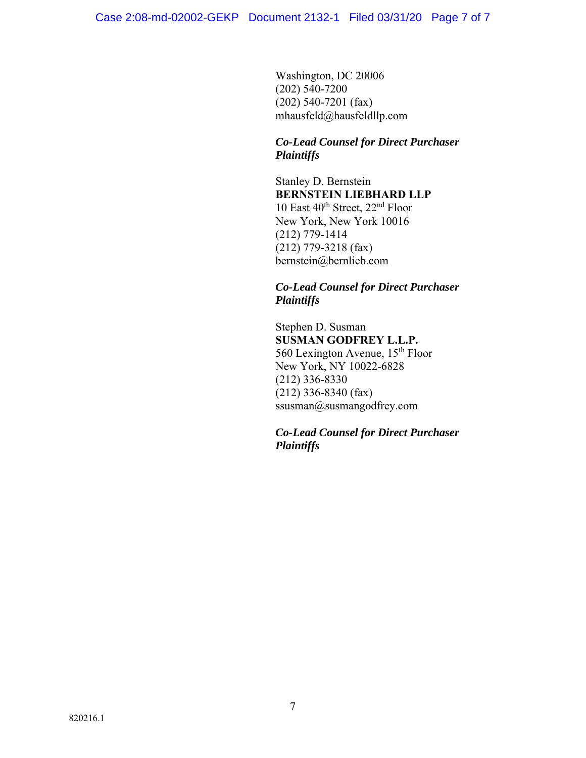Washington, DC 20006
(202) 540-7200
(202) 540-7201 (fax)
mhausfeld@hausfeldllp.com

***Co-Lead Counsel for Direct Purchaser Plaintiffs***

Stanley D. Bernstein
**BERNSTEIN LIEBHARD LLP**
10 East 40th Street, 22nd Floor
New York, New York 10016
(212) 779-1414
(212) 779-3218 (fax)
bernstein@bernlieb.com

***Co-Lead Counsel for Direct Purchaser Plaintiffs***

Stephen D. Susman
**SUSMAN GODFREY L.L.P.**
560 Lexington Avenue, 15th Floor
New York, NY 10022-6828
(212) 336-8330
(212) 336-8340 (fax)
ssusman@susmangodfrey.com

***Co-Lead Counsel for Direct Purchaser Plaintiffs***

820216.1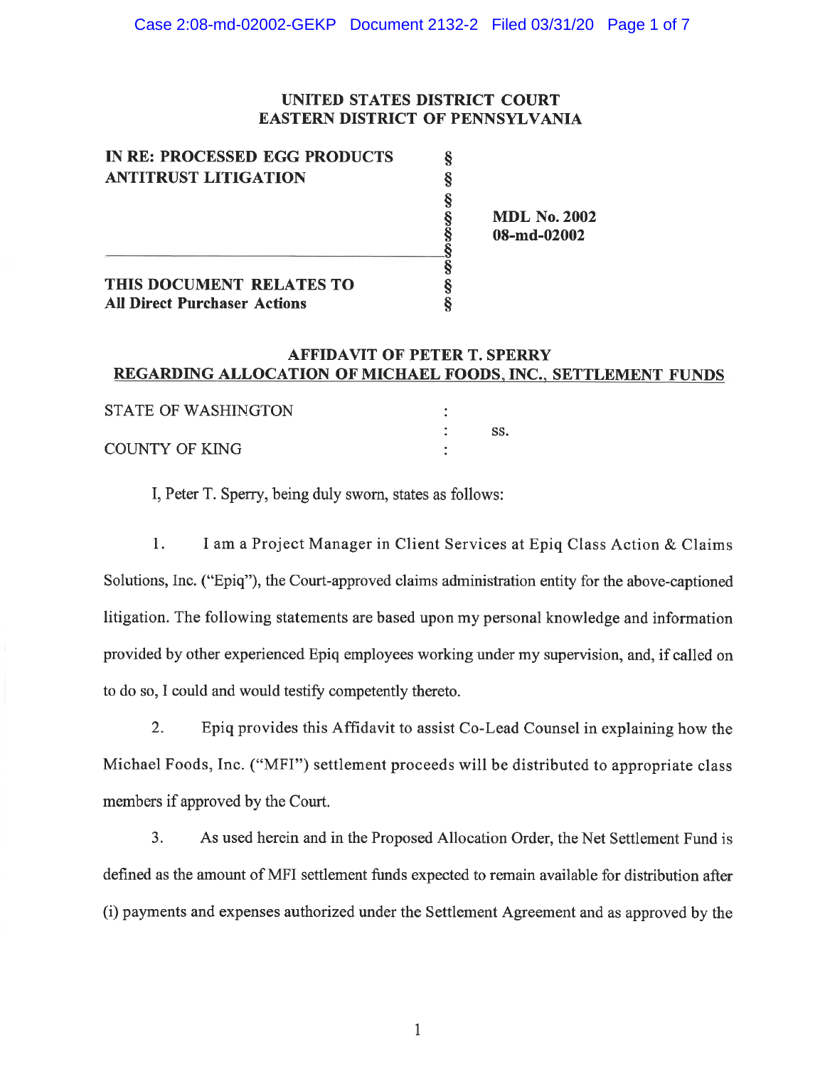**UNITED STATES DISTRICT COURT**
**EASTERN DISTRICT OF PENNSYLVANIA**

| | | |
|---|---|---|
| **IN RE: PROCESSED EGG PRODUCTS ANTITRUST LITIGATION** | § | **MDL No. 2002** |
| | § | **08-md-02002** |
| **THIS DOCUMENT RELATES TO** | § | |
| **All Direct Purchaser Actions** | § | |

**AFFIDAVIT OF PETER T. SPERRY**
**REGARDING ALLOCATION OF MICHAEL FOODS, INC., SETTLEMENT FUNDS**

STATE OF WASHINGTON : 
: ss.
COUNTY OF KING :

I, Peter T. Sperry, being duly sworn, states as follows:

1. I am a Project Manager in Client Services at Epiq Class Action & Claims Solutions, Inc. ("Epiq"), the Court-approved claims administration entity for the above-captioned litigation. The following statements are based upon my personal knowledge and information provided by other experienced Epiq employees working under my supervision, and, if called on to do so, I could and would testify competently thereto.

2. Epiq provides this Affidavit to assist Co-Lead Counsel in explaining how the Michael Foods, Inc. ("MFI") settlement proceeds will be distributed to appropriate class members if approved by the Court.

3. As used herein and in the Proposed Allocation Order, the Net Settlement Fund is defined as the amount of MFI settlement funds expected to remain available for distribution after (i) payments and expenses authorized under the Settlement Agreement and as approved by the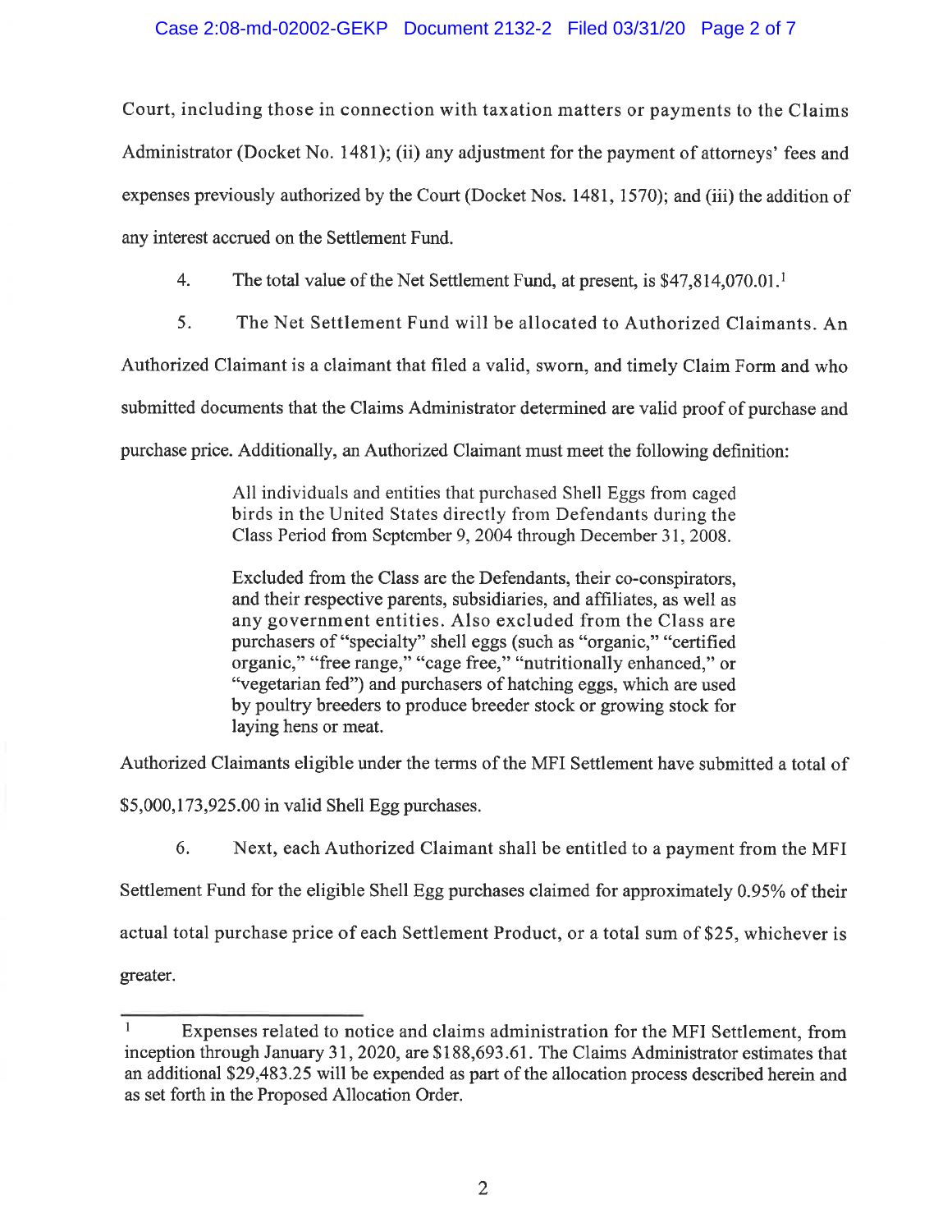Court, including those in connection with taxation matters or payments to the Claims Administrator (Docket No. 1481); (ii) any adjustment for the payment of attorneys' fees and expenses previously authorized by the Court (Docket Nos. 1481, 1570); and (iii) the addition of any interest accrued on the Settlement Fund.

4. The total value of the Net Settlement Fund, at present, is $47,814,070.01.[1]

5. The Net Settlement Fund will be allocated to Authorized Claimants. An Authorized Claimant is a claimant that filed a valid, sworn, and timely Claim Form and who submitted documents that the Claims Administrator determined are valid proof of purchase and purchase price. Additionally, an Authorized Claimant must meet the following definition:

> All individuals and entities that purchased Shell Eggs from caged birds in the United States directly from Defendants during the Class Period from September 9, 2004 through December 31, 2008.
>
> Excluded from the Class are the Defendants, their co-conspirators, and their respective parents, subsidiaries, and affiliates, as well as any government entities. Also excluded from the Class are purchasers of "specialty" shell eggs (such as "organic," "certified organic," "free range," "cage free," "nutritionally enhanced," or "vegetarian fed") and purchasers of hatching eggs, which are used by poultry breeders to produce breeder stock or growing stock for laying hens or meat.

Authorized Claimants eligible under the terms of the MFI Settlement have submitted a total of $5,000,173,925.00 in valid Shell Egg purchases.

6. Next, each Authorized Claimant shall be entitled to a payment from the MFI Settlement Fund for the eligible Shell Egg purchases claimed for approximately 0.95% of their actual total purchase price of each Settlement Product, or a total sum of $25, whichever is greater.

---

[1] Expenses related to notice and claims administration for the MFI Settlement, from inception through January 31, 2020, are $188,693.61. The Claims Administrator estimates that an additional $29,483.25 will be expended as part of the allocation process described herein and as set forth in the Proposed Allocation Order.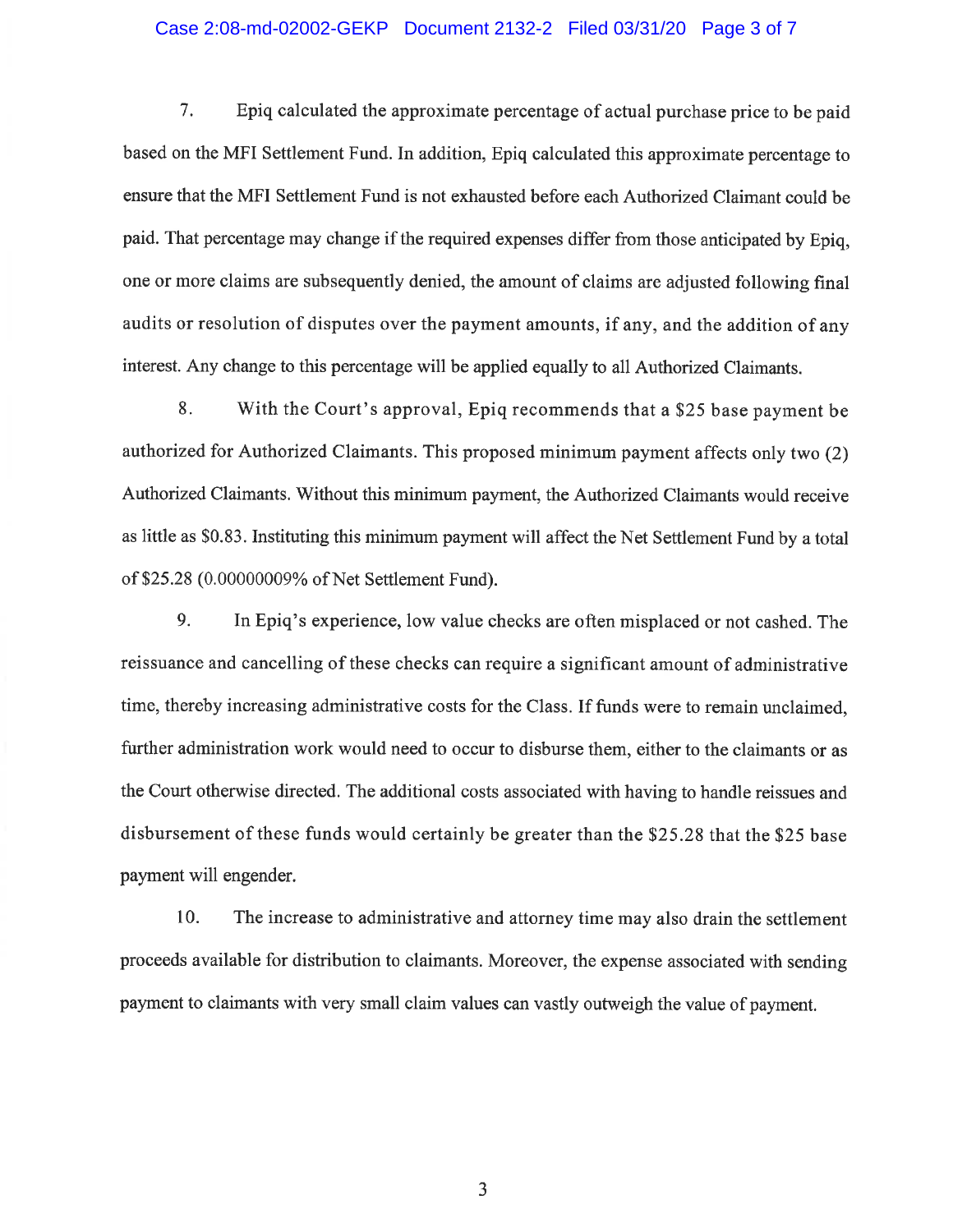7. Epiq calculated the approximate percentage of actual purchase price to be paid based on the MFI Settlement Fund. In addition, Epiq calculated this approximate percentage to ensure that the MFI Settlement Fund is not exhausted before each Authorized Claimant could be paid. That percentage may change if the required expenses differ from those anticipated by Epiq, one or more claims are subsequently denied, the amount of claims are adjusted following final audits or resolution of disputes over the payment amounts, if any, and the addition of any interest. Any change to this percentage will be applied equally to all Authorized Claimants.

8. With the Court's approval, Epiq recommends that a $25 base payment be authorized for Authorized Claimants. This proposed minimum payment affects only two (2) Authorized Claimants. Without this minimum payment, the Authorized Claimants would receive as little as $0.83. Instituting this minimum payment will affect the Net Settlement Fund by a total of $25.28 (0.00000009% of Net Settlement Fund).

9. In Epiq's experience, low value checks are often misplaced or not cashed. The reissuance and cancelling of these checks can require a significant amount of administrative time, thereby increasing administrative costs for the Class. If funds were to remain unclaimed, further administration work would need to occur to disburse them, either to the claimants or as the Court otherwise directed. The additional costs associated with having to handle reissues and disbursement of these funds would certainly be greater than the $25.28 that the $25 base payment will engender.

10. The increase to administrative and attorney time may also drain the settlement proceeds available for distribution to claimants. Moreover, the expense associated with sending payment to claimants with very small claim values can vastly outweigh the value of payment.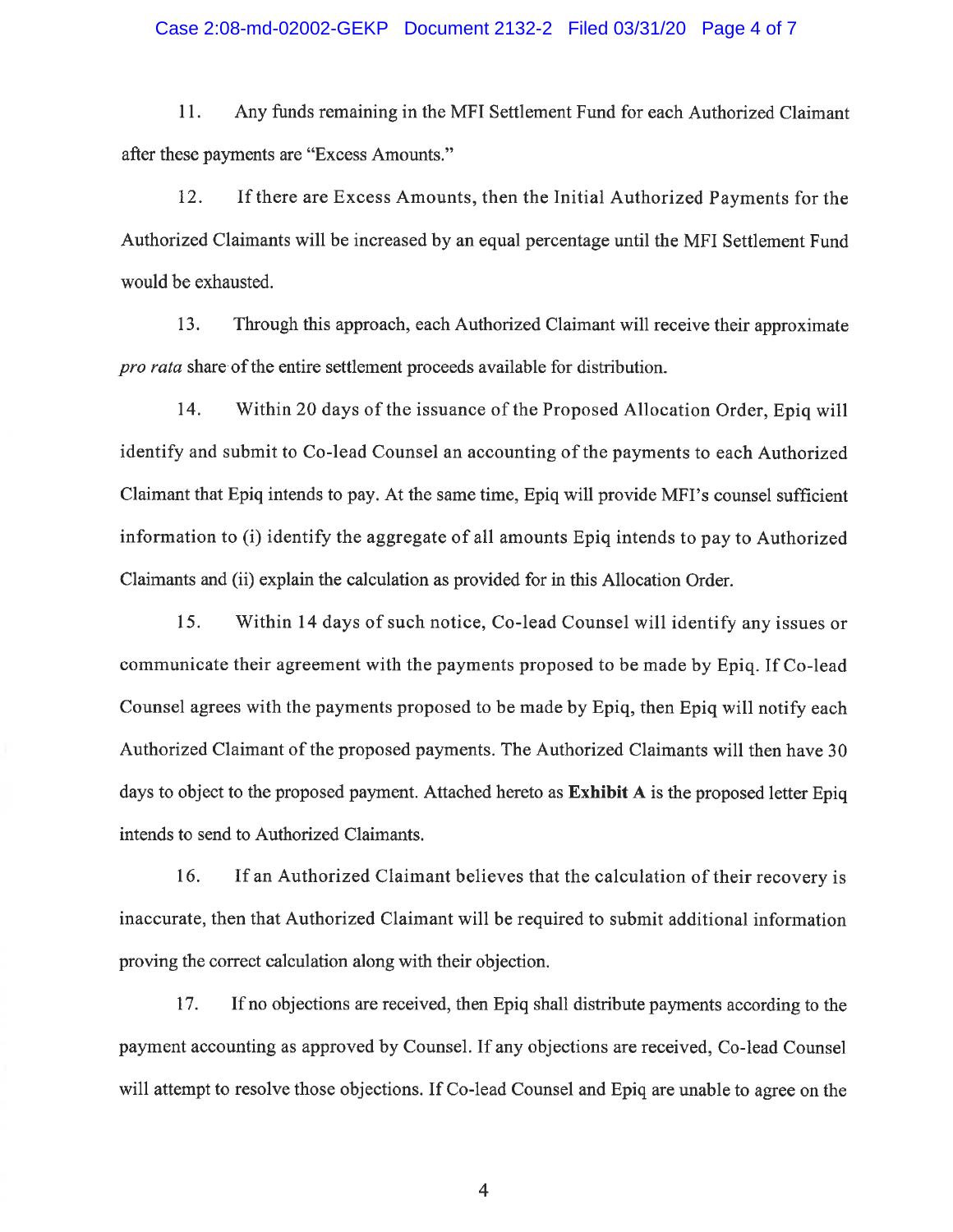11. Any funds remaining in the MFI Settlement Fund for each Authorized Claimant after these payments are "Excess Amounts."

12. If there are Excess Amounts, then the Initial Authorized Payments for the Authorized Claimants will be increased by an equal percentage until the MFI Settlement Fund would be exhausted.

13. Through this approach, each Authorized Claimant will receive their approximate *pro rata* share of the entire settlement proceeds available for distribution.

14. Within 20 days of the issuance of the Proposed Allocation Order, Epiq will identify and submit to Co-lead Counsel an accounting of the payments to each Authorized Claimant that Epiq intends to pay. At the same time, Epiq will provide MFI's counsel sufficient information to (i) identify the aggregate of all amounts Epiq intends to pay to Authorized Claimants and (ii) explain the calculation as provided for in this Allocation Order.

15. Within 14 days of such notice, Co-lead Counsel will identify any issues or communicate their agreement with the payments proposed to be made by Epiq. If Co-lead Counsel agrees with the payments proposed to be made by Epiq, then Epiq will notify each Authorized Claimant of the proposed payments. The Authorized Claimants will then have 30 days to object to the proposed payment. Attached hereto as **Exhibit A** is the proposed letter Epiq intends to send to Authorized Claimants.

16. If an Authorized Claimant believes that the calculation of their recovery is inaccurate, then that Authorized Claimant will be required to submit additional information proving the correct calculation along with their objection.

17. If no objections are received, then Epiq shall distribute payments according to the payment accounting as approved by Counsel. If any objections are received, Co-lead Counsel will attempt to resolve those objections. If Co-lead Counsel and Epiq are unable to agree on the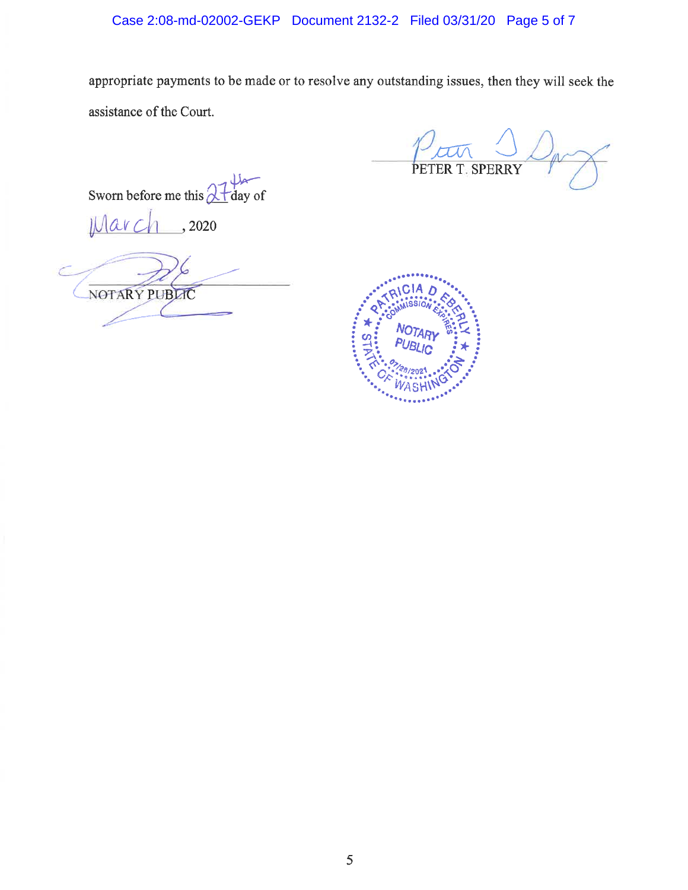appropriate payments to be made or to resolve any outstanding issues, then they will seek the assistance of the Court.

PETER T. SPERRY

Sworn before me this 27th day of March, 2020

NOTARY PUBLIC

PATRICIA D EBERLY
NOTARY PUBLIC
STATE OF WASHINGTON
COMMISSION EXPIRES 07/28/2021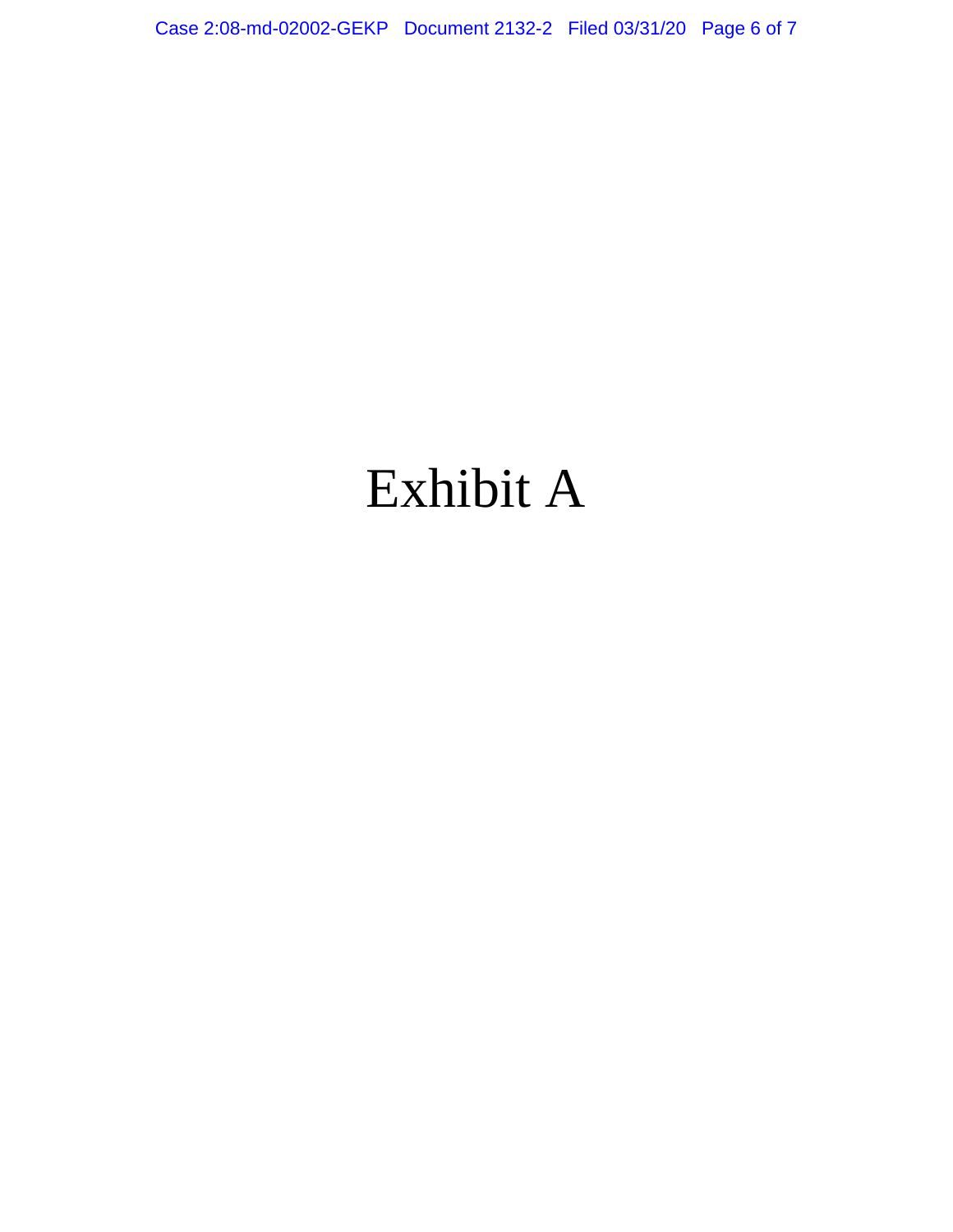# Exhibit A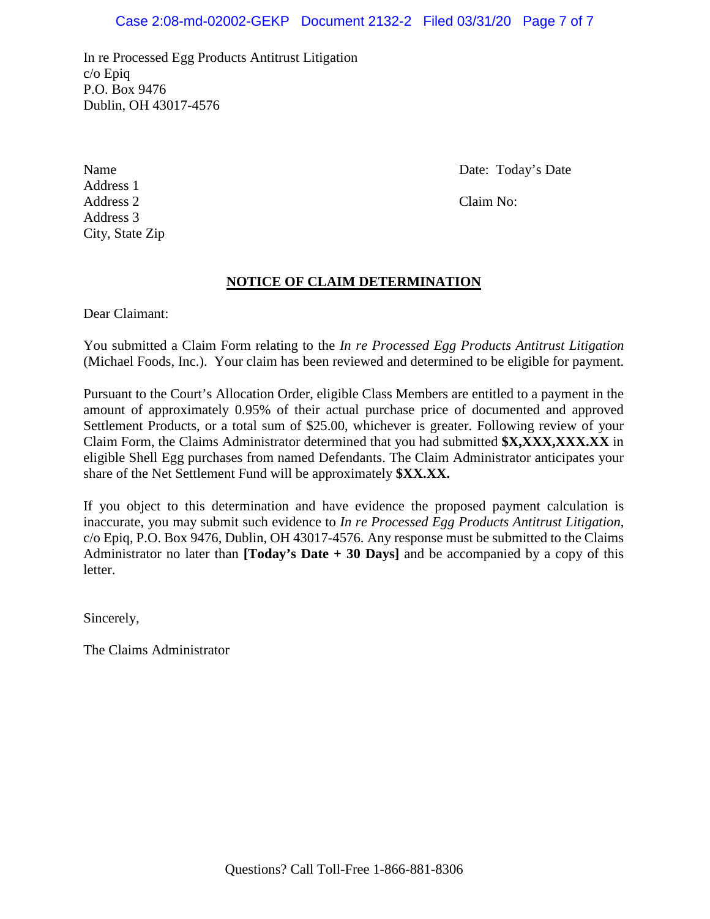In re Processed Egg Products Antitrust Litigation
c/o Epiq
P.O. Box 9476
Dublin, OH 43017-4576

Name
Address 1
Address 2
Address 3
City, State Zip

Date: Today's Date

Claim No:

## NOTICE OF CLAIM DETERMINATION

Dear Claimant:

You submitted a Claim Form relating to the *In re Processed Egg Products Antitrust Litigation* (Michael Foods, Inc.). Your claim has been reviewed and determined to be eligible for payment.

Pursuant to the Court's Allocation Order, eligible Class Members are entitled to a payment in the amount of approximately 0.95% of their actual purchase price of documented and approved Settlement Products, or a total sum of $25.00, whichever is greater. Following review of your Claim Form, the Claims Administrator determined that you had submitted **$X,XXX,XXX.XX** in eligible Shell Egg purchases from named Defendants. The Claim Administrator anticipates your share of the Net Settlement Fund will be approximately **$XX.XX.**

If you object to this determination and have evidence the proposed payment calculation is inaccurate, you may submit such evidence to *In re Processed Egg Products Antitrust Litigation*, c/o Epiq, P.O. Box 9476, Dublin, OH 43017-4576. Any response must be submitted to the Claims Administrator no later than **[Today's Date + 30 Days]** and be accompanied by a copy of this letter.

Sincerely,

The Claims Administrator

Questions? Call Toll-Free 1-866-881-8306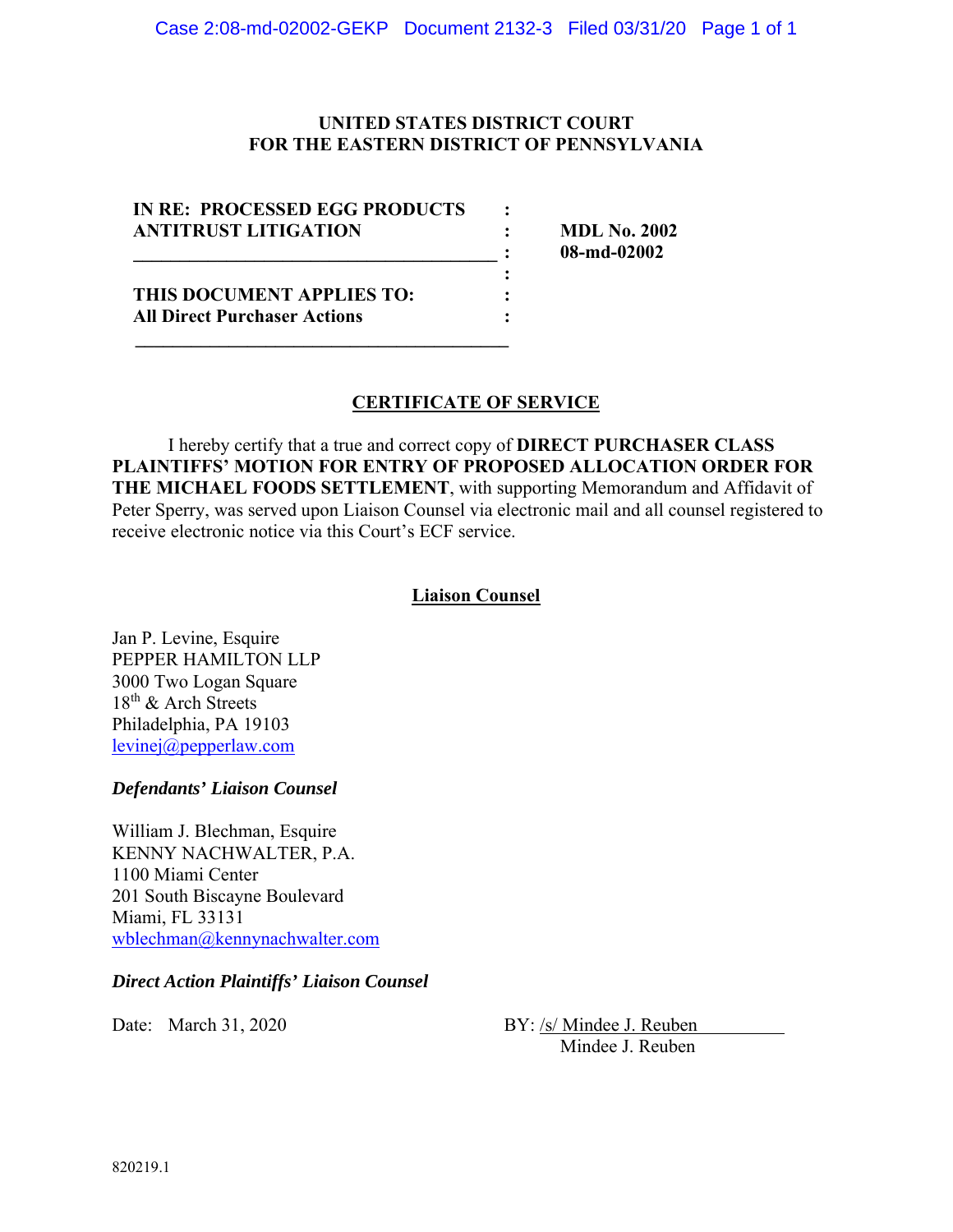**UNITED STATES DISTRICT COURT**
**FOR THE EASTERN DISTRICT OF PENNSYLVANIA**

| | | |
|---|---|---|
| **IN RE: PROCESSED EGG PRODUCTS ANTITRUST LITIGATION** | : | **MDL No. 2002** **08-md-02002** |
| **THIS DOCUMENT APPLIES TO:** **All Direct Purchaser Actions** | : | |

## CERTIFICATE OF SERVICE

I hereby certify that a true and correct copy of **DIRECT PURCHASER CLASS PLAINTIFFS' MOTION FOR ENTRY OF PROPOSED ALLOCATION ORDER FOR THE MICHAEL FOODS SETTLEMENT**, with supporting Memorandum and Affidavit of Peter Sperry, was served upon Liaison Counsel via electronic mail and all counsel registered to receive electronic notice via this Court's ECF service.

**Liaison Counsel**

Jan P. Levine, Esquire
PEPPER HAMILTON LLP
3000 Two Logan Square
18th & Arch Streets
Philadelphia, PA 19103
levinej@pepperlaw.com

***Defendants' Liaison Counsel***

William J. Blechman, Esquire
KENNY NACHWALTER, P.A.
1100 Miami Center
201 South Biscayne Boulevard
Miami, FL 33131
wblechman@kennynachwalter.com

***Direct Action Plaintiffs' Liaison Counsel***

Date: March 31, 2020

BY: /s/ Mindee J. Reuben
Mindee J. Reuben

820219.1